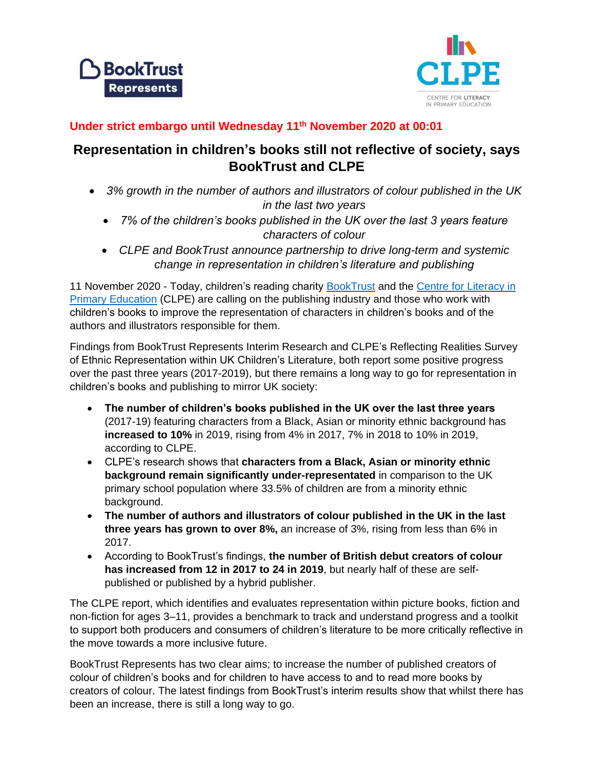**BookTrust Represents**

**CLPE** — CENTRE FOR LITERACY IN PRIMARY EDUCATION

**Under strict embargo until Wednesday 11th November 2020 at 00:01**

# Representation in children's books still not reflective of society, says BookTrust and CLPE

- *3% growth in the number of authors and illustrators of colour published in the UK in the last two years*
- *7% of the children's books published in the UK over the last 3 years feature characters of colour*
- *CLPE and BookTrust announce partnership to drive long-term and systemic change in representation in children's literature and publishing*

11 November 2020 - Today, children's reading charity BookTrust and the Centre for Literacy in Primary Education (CLPE) are calling on the publishing industry and those who work with children's books to improve the representation of characters in children's books and of the authors and illustrators responsible for them.

Findings from BookTrust Represents Interim Research and CLPE's Reflecting Realities Survey of Ethnic Representation within UK Children's Literature, both report some positive progress over the past three years (2017-2019), but there remains a long way to go for representation in children's books and publishing to mirror UK society:

- **The number of children's books published in the UK over the last three years** (2017-19) featuring characters from a Black, Asian or minority ethnic background has **increased to 10%** in 2019, rising from 4% in 2017, 7% in 2018 to 10% in 2019, according to CLPE.
- CLPE's research shows that **characters from a Black, Asian or minority ethnic background remain significantly under-representated** in comparison to the UK primary school population where 33.5% of children are from a minority ethnic background.
- **The number of authors and illustrators of colour published in the UK in the last three years has grown to over 8%,** an increase of 3%, rising from less than 6% in 2017.
- According to BookTrust's findings, **the number of British debut creators of colour has increased from 12 in 2017 to 24 in 2019**, but nearly half of these are self-published or published by a hybrid publisher.

The CLPE report, which identifies and evaluates representation within picture books, fiction and non-fiction for ages 3–11, provides a benchmark to track and understand progress and a toolkit to support both producers and consumers of children's literature to be more critically reflective in the move towards a more inclusive future.

BookTrust Represents has two clear aims; to increase the number of published creators of colour of children's books and for children to have access to and to read more books by creators of colour. The latest findings from BookTrust's interim results show that whilst there has been an increase, there is still a long way to go.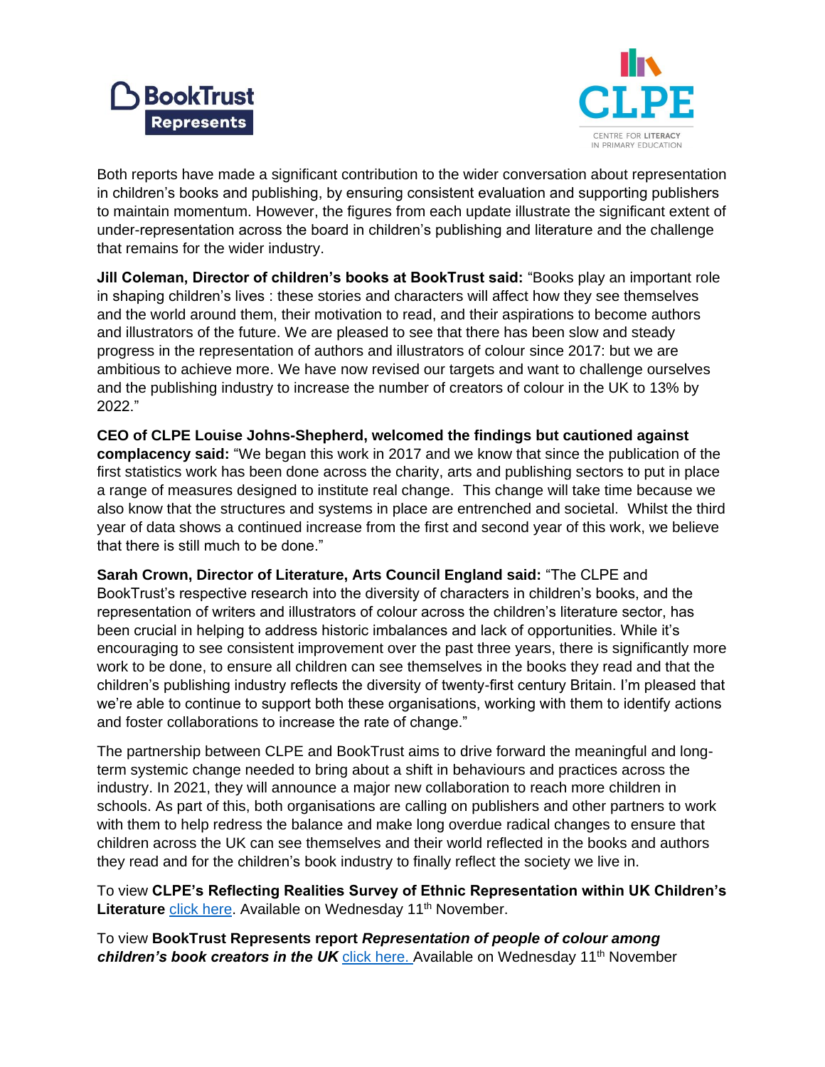Both reports have made a significant contribution to the wider conversation about representation in children's books and publishing, by ensuring consistent evaluation and supporting publishers to maintain momentum. However, the figures from each update illustrate the significant extent of under-representation across the board in children's publishing and literature and the challenge that remains for the wider industry.

**Jill Coleman, Director of children's books at BookTrust said:** "Books play an important role in shaping children's lives : these stories and characters will affect how they see themselves and the world around them, their motivation to read, and their aspirations to become authors and illustrators of the future. We are pleased to see that there has been slow and steady progress in the representation of authors and illustrators of colour since 2017: but we are ambitious to achieve more. We have now revised our targets and want to challenge ourselves and the publishing industry to increase the number of creators of colour in the UK to 13% by 2022."

**CEO of CLPE Louise Johns-Shepherd, welcomed the findings but cautioned against complacency said:** "We began this work in 2017 and we know that since the publication of the first statistics work has been done across the charity, arts and publishing sectors to put in place a range of measures designed to institute real change. This change will take time because we also know that the structures and systems in place are entrenched and societal. Whilst the third year of data shows a continued increase from the first and second year of this work, we believe that there is still much to be done."

**Sarah Crown, Director of Literature, Arts Council England said:** "The CLPE and BookTrust's respective research into the diversity of characters in children's books, and the representation of writers and illustrators of colour across the children's literature sector, has been crucial in helping to address historic imbalances and lack of opportunities. While it's encouraging to see consistent improvement over the past three years, there is significantly more work to be done, to ensure all children can see themselves in the books they read and that the children's publishing industry reflects the diversity of twenty-first century Britain. I'm pleased that we're able to continue to support both these organisations, working with them to identify actions and foster collaborations to increase the rate of change."

The partnership between CLPE and BookTrust aims to drive forward the meaningful and long-term systemic change needed to bring about a shift in behaviours and practices across the industry. In 2021, they will announce a major new collaboration to reach more children in schools. As part of this, both organisations are calling on publishers and other partners to work with them to help redress the balance and make long overdue radical changes to ensure that children across the UK can see themselves and their world reflected in the books and authors they read and for the children's book industry to finally reflect the society we live in.

To view **CLPE's Reflecting Realities Survey of Ethnic Representation within UK Children's Literature** click here. Available on Wednesday 11th November.

To view **BookTrust Represents report *Representation of people of colour among children's book creators in the UK*** click here. Available on Wednesday 11th November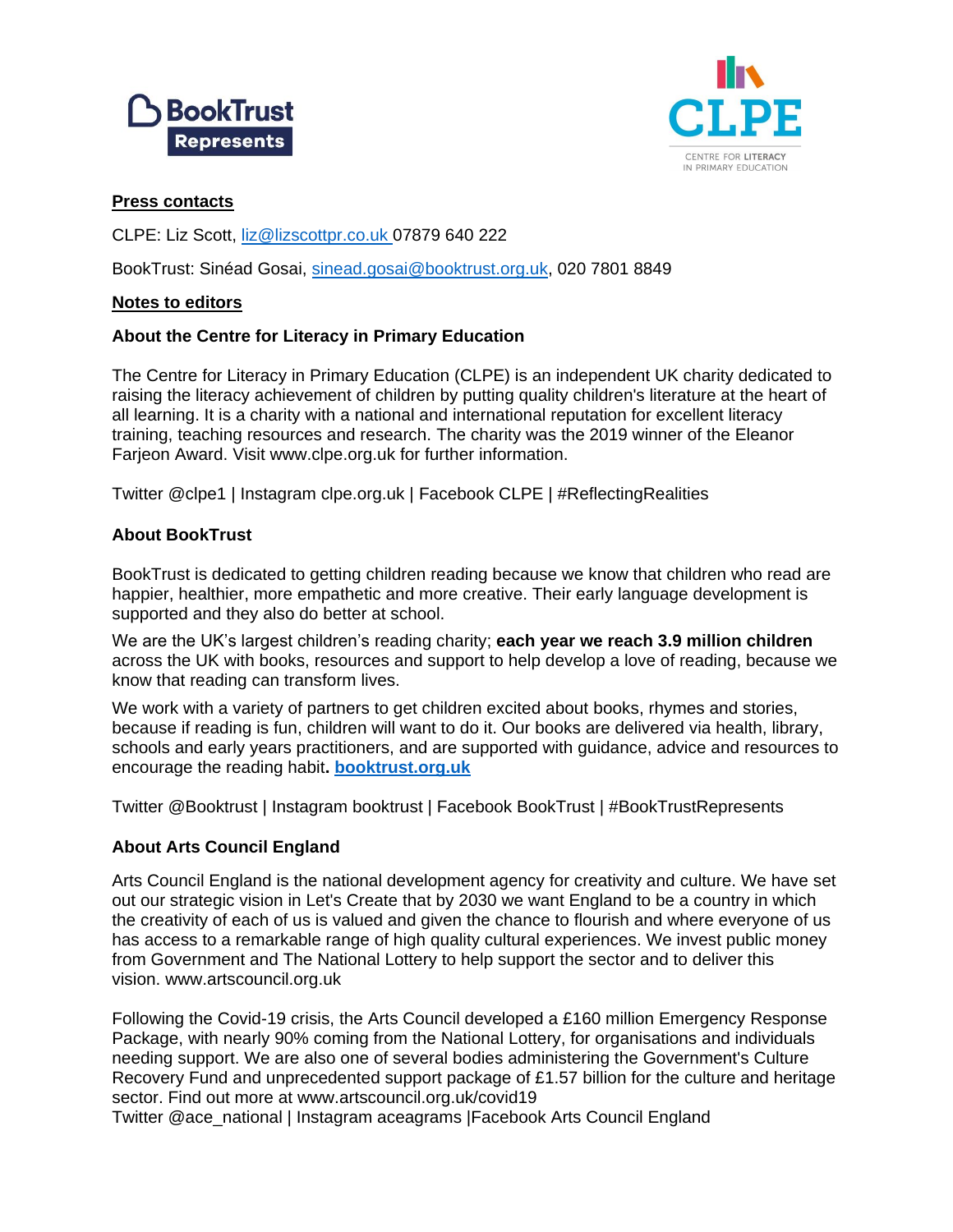**Press contacts**

CLPE: Liz Scott, liz@lizscottpr.co.uk 07879 640 222

BookTrust: Sinéad Gosai, sinead.gosai@booktrust.org.uk, 020 7801 8849

**Notes to editors**

**About the Centre for Literacy in Primary Education**

The Centre for Literacy in Primary Education (CLPE) is an independent UK charity dedicated to raising the literacy achievement of children by putting quality children's literature at the heart of all learning. It is a charity with a national and international reputation for excellent literacy training, teaching resources and research. The charity was the 2019 winner of the Eleanor Farjeon Award. Visit www.clpe.org.uk for further information.

Twitter @clpe1 | Instagram clpe.org.uk | Facebook CLPE | #ReflectingRealities

**About BookTrust**

BookTrust is dedicated to getting children reading because we know that children who read are happier, healthier, more empathetic and more creative. Their early language development is supported and they also do better at school.

We are the UK's largest children's reading charity; **each year we reach 3.9 million children** across the UK with books, resources and support to help develop a love of reading, because we know that reading can transform lives.

We work with a variety of partners to get children excited about books, rhymes and stories, because if reading is fun, children will want to do it. Our books are delivered via health, library, schools and early years practitioners, and are supported with guidance, advice and resources to encourage the reading habit**. booktrust.org.uk**

Twitter @Booktrust | Instagram booktrust | Facebook BookTrust | #BookTrustRepresents

**About Arts Council England**

Arts Council England is the national development agency for creativity and culture. We have set out our strategic vision in Let's Create that by 2030 we want England to be a country in which the creativity of each of us is valued and given the chance to flourish and where everyone of us has access to a remarkable range of high quality cultural experiences. We invest public money from Government and The National Lottery to help support the sector and to deliver this vision. www.artscouncil.org.uk

Following the Covid-19 crisis, the Arts Council developed a £160 million Emergency Response Package, with nearly 90% coming from the National Lottery, for organisations and individuals needing support. We are also one of several bodies administering the Government's Culture Recovery Fund and unprecedented support package of £1.57 billion for the culture and heritage sector. Find out more at www.artscouncil.org.uk/covid19

Twitter @ace_national | Instagram aceagrams |Facebook Arts Council England